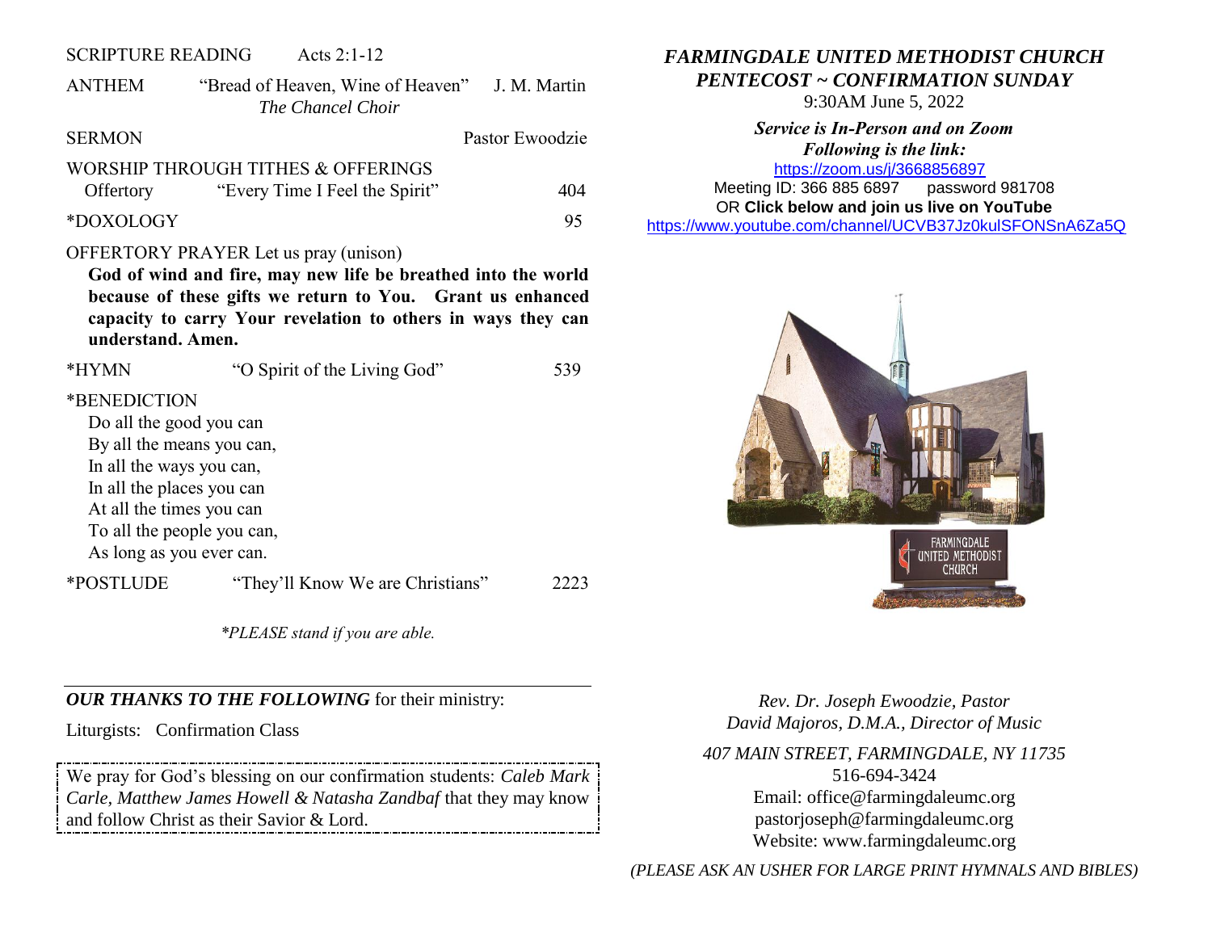SCRIPTURE READING Acts 2:1-12

ANTHEM "Bread of Heaven, Wine of Heaven" J. M. Martin
*The Chancel Choir*

SERMON Pastor Ewoodzie

WORSHIP THROUGH TITHES & OFFERINGS
Offertory "Every Time I Feel the Spirit" 404

*DOXOLOGY 95

OFFERTORY PRAYER Let us pray (unison)

**God of wind and fire, may new life be breathed into the world because of these gifts we return to You. Grant us enhanced capacity to carry Your revelation to others in ways they can understand. Amen.**

*HYMN "O Spirit of the Living God" 539

*BENEDICTION

Do all the good you can
By all the means you can,
In all the ways you can,
In all the places you can
At all the times you can
To all the people you can,
As long as you ever can.

*POSTLUDE "They'll Know We are Christians" 2223

*\*PLEASE stand if you are able.*

---

***OUR THANKS TO THE FOLLOWING*** for their ministry:

Liturgists: Confirmation Class

We pray for God's blessing on our confirmation students: *Caleb Mark Carle, Matthew James Howell & Natasha Zandbaf* that they may know and follow Christ as their Savior & Lord.

# *FARMINGDALE UNITED METHODIST CHURCH*
## *PENTECOST ~ CONFIRMATION SUNDAY*

9:30AM June 5, 2022

***Service is In-Person and on Zoom***
***Following is the link:***
https://zoom.us/j/3668856897
Meeting ID: 366 885 6897 password 981708
OR **Click below and join us live on YouTube**
https://www.youtube.com/channel/UCVB37Jz0kulSFONSnA6Za5Q

FARMINGDALE UNITED METHODIST CHURCH

*Rev. Dr. Joseph Ewoodzie, Pastor*
*David Majoros, D.M.A., Director of Music*

*407 MAIN STREET, FARMINGDALE, NY 11735*
516-694-3424
Email: office@farmingdaleumc.org
pastorjoseph@farmingdaleumc.org
Website: www.farmingdaleumc.org

*(PLEASE ASK AN USHER FOR LARGE PRINT HYMNALS AND BIBLES)*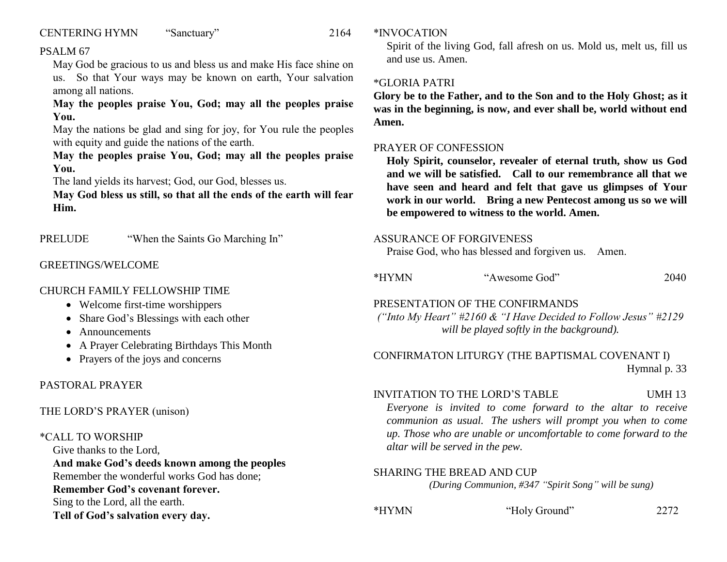CENTERING HYMN "Sanctuary" 2164

PSALM 67

May God be gracious to us and bless us and make His face shine on us. So that Your ways may be known on earth, Your salvation among all nations.

**May the peoples praise You, God; may all the peoples praise You.**

May the nations be glad and sing for joy, for You rule the peoples with equity and guide the nations of the earth.

**May the peoples praise You, God; may all the peoples praise You.**

The land yields its harvest; God, our God, blesses us.

**May God bless us still, so that all the ends of the earth will fear Him.**

PRELUDE "When the Saints Go Marching In"

GREETINGS/WELCOME

CHURCH FAMILY FELLOWSHIP TIME

- Welcome first-time worshippers
- Share God's Blessings with each other
- Announcements
- A Prayer Celebrating Birthdays This Month
- Prayers of the joys and concerns

PASTORAL PRAYER

THE LORD'S PRAYER (unison)

*CALL TO WORSHIP

Give thanks to the Lord,
**And make God's deeds known among the peoples**
Remember the wonderful works God has done;
**Remember God's covenant forever.**
Sing to the Lord, all the earth.
**Tell of God's salvation every day.**

*INVOCATION

Spirit of the living God, fall afresh on us. Mold us, melt us, fill us and use us. Amen.

*GLORIA PATRI

**Glory be to the Father, and to the Son and to the Holy Ghost; as it was in the beginning, is now, and ever shall be, world without end Amen.**

PRAYER OF CONFESSION

**Holy Spirit, counselor, revealer of eternal truth, show us God and we will be satisfied. Call to our remembrance all that we have seen and heard and felt that gave us glimpses of Your work in our world. Bring a new Pentecost among us so we will be empowered to witness to the world. Amen.**

ASSURANCE OF FORGIVENESS

Praise God, who has blessed and forgiven us. Amen.

*HYMN "Awesome God" 2040

PRESENTATION OF THE CONFIRMANDS

*("Into My Heart" #2160 & "I Have Decided to Follow Jesus" #2129 will be played softly in the background).*

CONFIRMATON LITURGY (THE BAPTISMAL COVENANT I) Hymnal p. 33

INVITATION TO THE LORD'S TABLE UMH 13

*Everyone is invited to come forward to the altar to receive communion as usual. The ushers will prompt you when to come up. Those who are unable or uncomfortable to come forward to the altar will be served in the pew.*

SHARING THE BREAD AND CUP

*(During Communion, #347 "Spirit Song" will be sung)*

*HYMN "Holy Ground" 2272